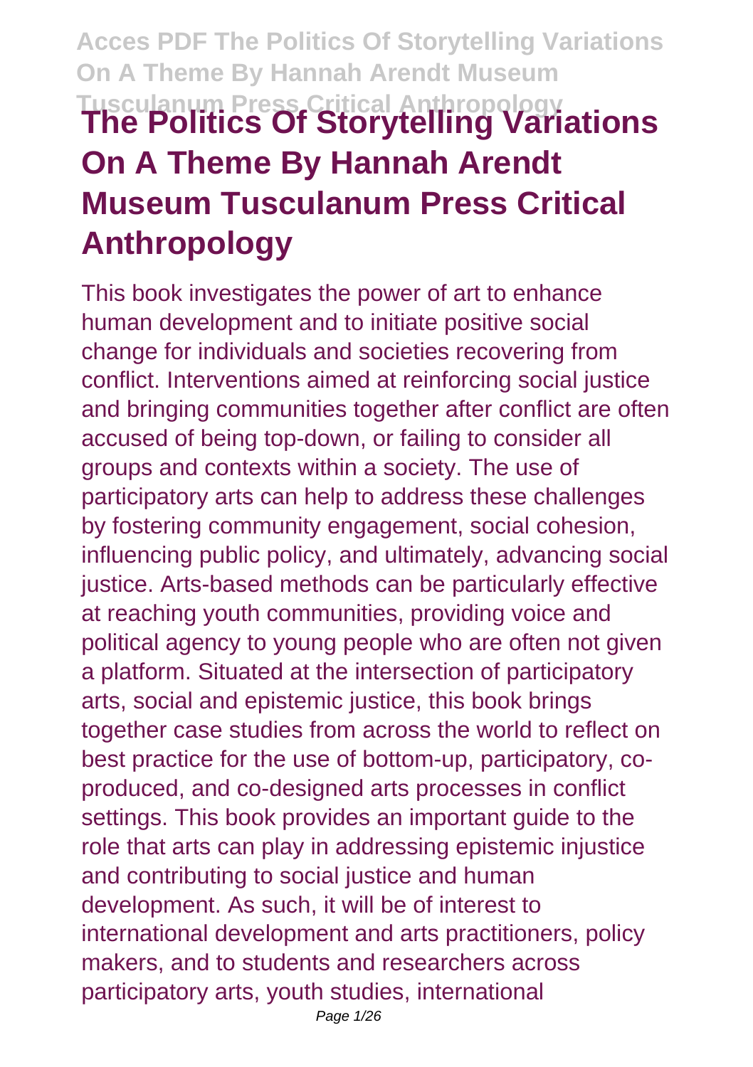# The Politics Of Storytelling Variations On A Theme By Hannah Arendt Museum Tusculanum Press Critical Anthropology

This book investigates the power of art to enhance human development and to initiate positive social change for individuals and societies recovering from conflict. Interventions aimed at reinforcing social justice and bringing communities together after conflict are often accused of being top-down, or failing to consider all groups and contexts within a society. The use of participatory arts can help to address these challenges by fostering community engagement, social cohesion, influencing public policy, and ultimately, advancing social justice. Arts-based methods can be particularly effective at reaching youth communities, providing voice and political agency to young people who are often not given a platform. Situated at the intersection of participatory arts, social and epistemic justice, this book brings together case studies from across the world to reflect on best practice for the use of bottom-up, participatory, co-produced, and co-designed arts processes in conflict settings. This book provides an important guide to the role that arts can play in addressing epistemic injustice and contributing to social justice and human development. As such, it will be of interest to international development and arts practitioners, policy makers, and to students and researchers across participatory arts, youth studies, international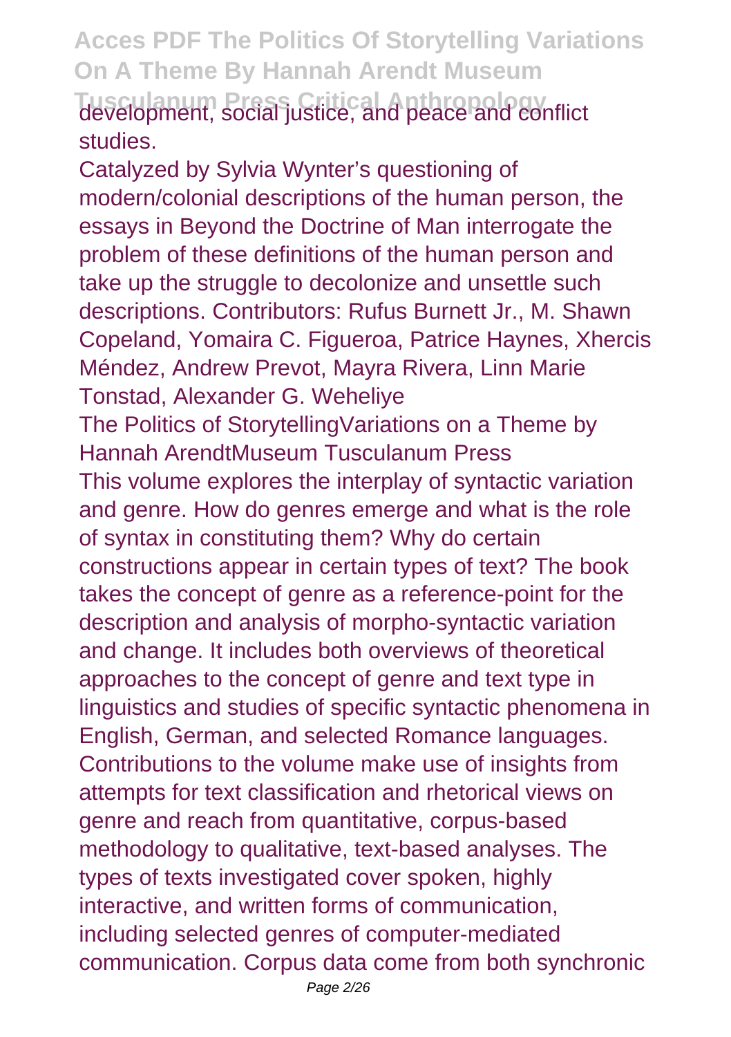development, social justice, and peace and conflict studies.

Catalyzed by Sylvia Wynter's questioning of modern/colonial descriptions of the human person, the essays in Beyond the Doctrine of Man interrogate the problem of these definitions of the human person and take up the struggle to decolonize and unsettle such descriptions. Contributors: Rufus Burnett Jr., M. Shawn Copeland, Yomaira C. Figueroa, Patrice Haynes, Xhercis Méndez, Andrew Prevot, Mayra Rivera, Linn Marie Tonstad, Alexander G. Weheliye

The Politics of StorytellingVariations on a Theme by Hannah ArendtMuseum Tusculanum Press

This volume explores the interplay of syntactic variation and genre. How do genres emerge and what is the role of syntax in constituting them? Why do certain constructions appear in certain types of text? The book takes the concept of genre as a reference-point for the description and analysis of morpho-syntactic variation and change. It includes both overviews of theoretical approaches to the concept of genre and text type in linguistics and studies of specific syntactic phenomena in English, German, and selected Romance languages. Contributions to the volume make use of insights from attempts for text classification and rhetorical views on genre and reach from quantitative, corpus-based methodology to qualitative, text-based analyses. The types of texts investigated cover spoken, highly interactive, and written forms of communication, including selected genres of computer-mediated communication. Corpus data come from both synchronic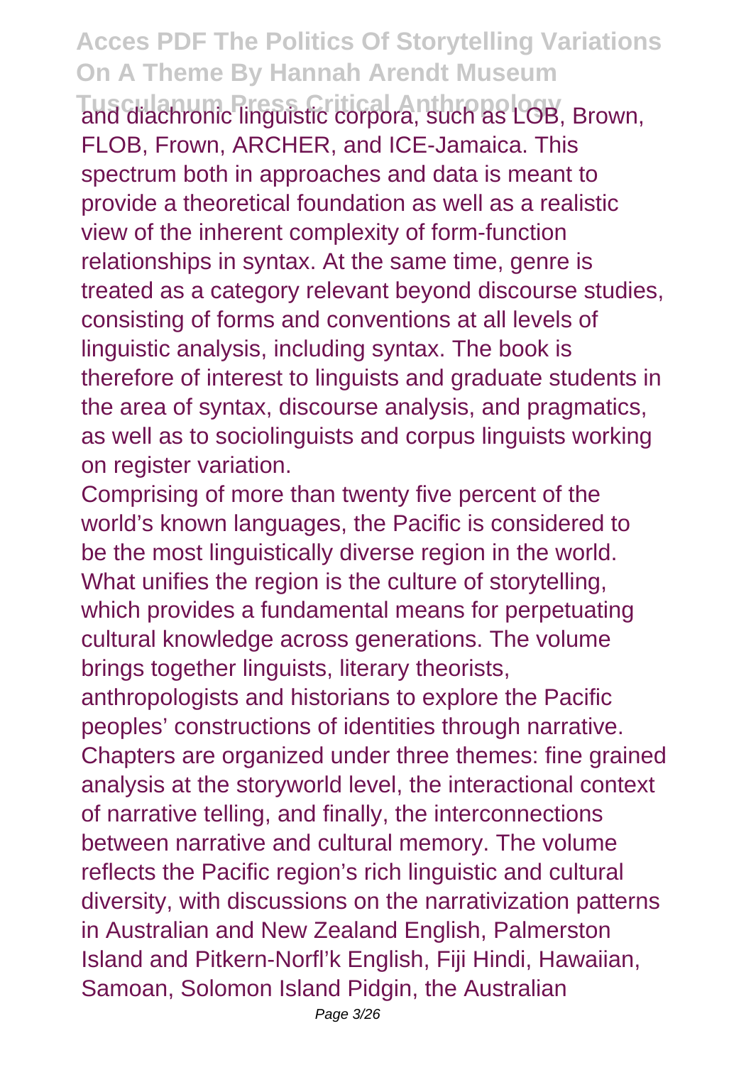and diachronic linguistic corpora, such as LOB, Brown, FLOB, Frown, ARCHER, and ICE-Jamaica. This spectrum both in approaches and data is meant to provide a theoretical foundation as well as a realistic view of the inherent complexity of form-function relationships in syntax. At the same time, genre is treated as a category relevant beyond discourse studies, consisting of forms and conventions at all levels of linguistic analysis, including syntax. The book is therefore of interest to linguists and graduate students in the area of syntax, discourse analysis, and pragmatics, as well as to sociolinguists and corpus linguists working on register variation.

Comprising of more than twenty five percent of the world's known languages, the Pacific is considered to be the most linguistically diverse region in the world. What unifies the region is the culture of storytelling, which provides a fundamental means for perpetuating cultural knowledge across generations. The volume brings together linguists, literary theorists, anthropologists and historians to explore the Pacific peoples' constructions of identities through narrative. Chapters are organized under three themes: fine grained analysis at the storyworld level, the interactional context of narrative telling, and finally, the interconnections between narrative and cultural memory. The volume reflects the Pacific region's rich linguistic and cultural diversity, with discussions on the narrativization patterns in Australian and New Zealand English, Palmerston Island and Pitkern-Norfl'k English, Fiji Hindi, Hawaiian, Samoan, Solomon Island Pidgin, the Australian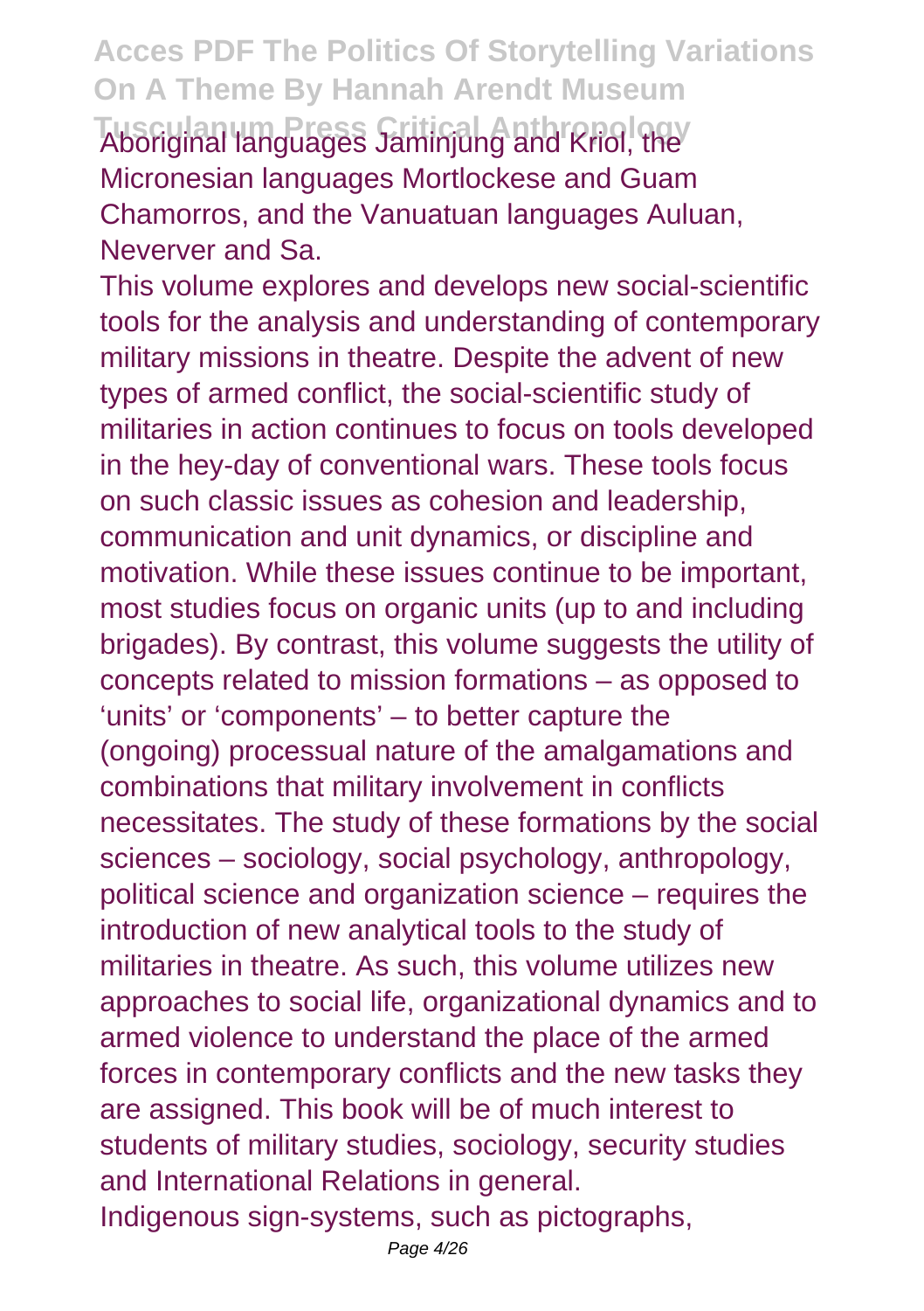Aboriginal languages Jaminjung and Kriol, the Micronesian languages Mortlockese and Guam Chamorros, and the Vanuatuan languages Auluan, Neverver and Sa.

This volume explores and develops new social-scientific tools for the analysis and understanding of contemporary military missions in theatre. Despite the advent of new types of armed conflict, the social-scientific study of militaries in action continues to focus on tools developed in the hey-day of conventional wars. These tools focus on such classic issues as cohesion and leadership, communication and unit dynamics, or discipline and motivation. While these issues continue to be important, most studies focus on organic units (up to and including brigades). By contrast, this volume suggests the utility of concepts related to mission formations – as opposed to 'units' or 'components' – to better capture the (ongoing) processual nature of the amalgamations and combinations that military involvement in conflicts necessitates. The study of these formations by the social sciences – sociology, social psychology, anthropology, political science and organization science – requires the introduction of new analytical tools to the study of militaries in theatre. As such, this volume utilizes new approaches to social life, organizational dynamics and to armed violence to understand the place of the armed forces in contemporary conflicts and the new tasks they are assigned. This book will be of much interest to students of military studies, sociology, security studies and International Relations in general.

Indigenous sign-systems, such as pictographs,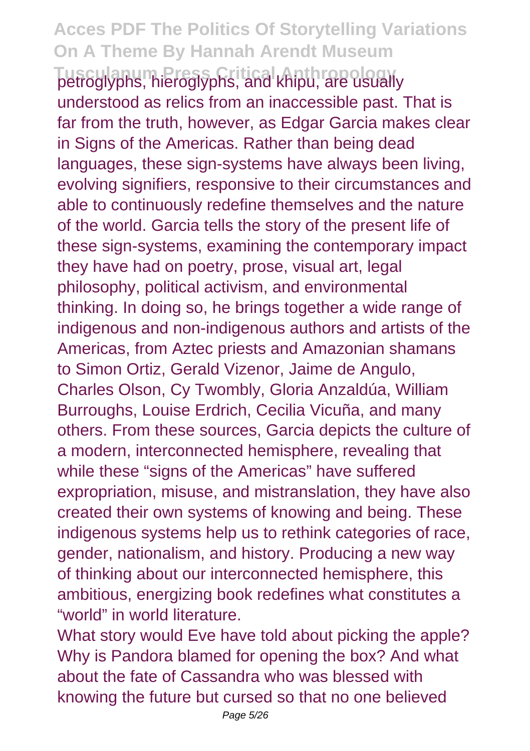petroglyphs, hieroglyphs, and khipu, are usually understood as relics from an inaccessible past. That is far from the truth, however, as Edgar Garcia makes clear in Signs of the Americas. Rather than being dead languages, these sign-systems have always been living, evolving signifiers, responsive to their circumstances and able to continuously redefine themselves and the nature of the world. Garcia tells the story of the present life of these sign-systems, examining the contemporary impact they have had on poetry, prose, visual art, legal philosophy, political activism, and environmental thinking. In doing so, he brings together a wide range of indigenous and non-indigenous authors and artists of the Americas, from Aztec priests and Amazonian shamans to Simon Ortiz, Gerald Vizenor, Jaime de Angulo, Charles Olson, Cy Twombly, Gloria Anzaldúa, William Burroughs, Louise Erdrich, Cecilia Vicuña, and many others. From these sources, Garcia depicts the culture of a modern, interconnected hemisphere, revealing that while these "signs of the Americas" have suffered expropriation, misuse, and mistranslation, they have also created their own systems of knowing and being. These indigenous systems help us to rethink categories of race, gender, nationalism, and history. Producing a new way of thinking about our interconnected hemisphere, this ambitious, energizing book redefines what constitutes a "world" in world literature.

What story would Eve have told about picking the apple? Why is Pandora blamed for opening the box? And what about the fate of Cassandra who was blessed with knowing the future but cursed so that no one believed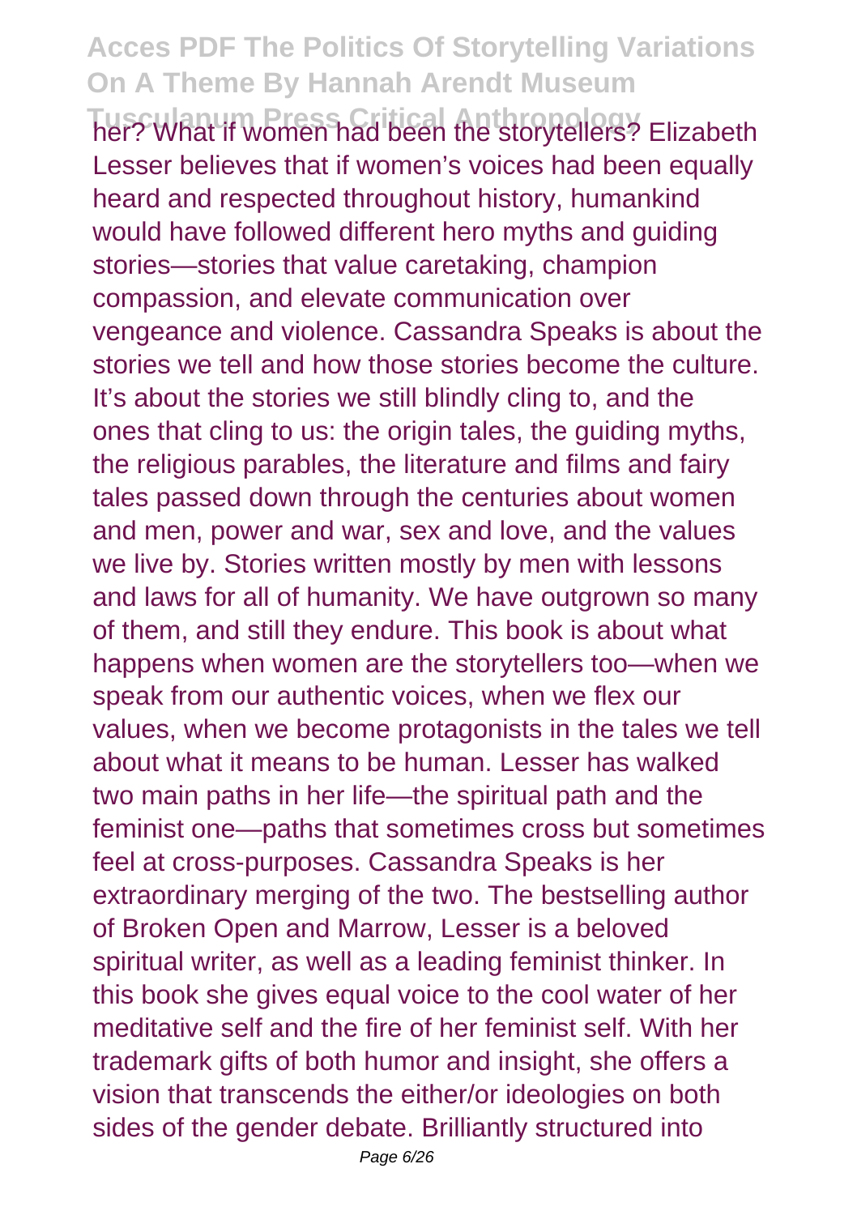her? What if women had been the storytellers? Elizabeth Lesser believes that if women's voices had been equally heard and respected throughout history, humankind would have followed different hero myths and guiding stories—stories that value caretaking, champion compassion, and elevate communication over vengeance and violence. Cassandra Speaks is about the stories we tell and how those stories become the culture. It's about the stories we still blindly cling to, and the ones that cling to us: the origin tales, the guiding myths, the religious parables, the literature and films and fairy tales passed down through the centuries about women and men, power and war, sex and love, and the values we live by. Stories written mostly by men with lessons and laws for all of humanity. We have outgrown so many of them, and still they endure. This book is about what happens when women are the storytellers too—when we speak from our authentic voices, when we flex our values, when we become protagonists in the tales we tell about what it means to be human. Lesser has walked two main paths in her life—the spiritual path and the feminist one—paths that sometimes cross but sometimes feel at cross-purposes. Cassandra Speaks is her extraordinary merging of the two. The bestselling author of Broken Open and Marrow, Lesser is a beloved spiritual writer, as well as a leading feminist thinker. In this book she gives equal voice to the cool water of her meditative self and the fire of her feminist self. With her trademark gifts of both humor and insight, she offers a vision that transcends the either/or ideologies on both sides of the gender debate. Brilliantly structured into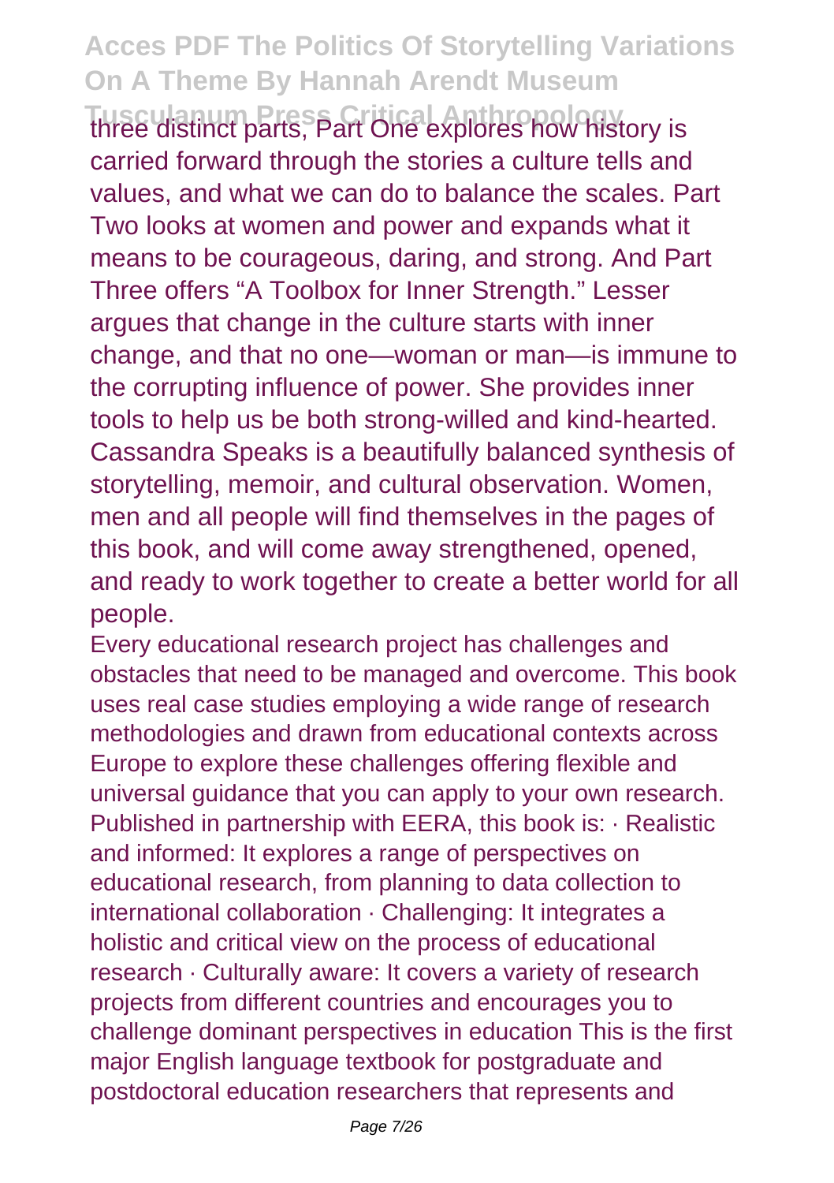three distinct parts, Part One explores how history is carried forward through the stories a culture tells and values, and what we can do to balance the scales. Part Two looks at women and power and expands what it means to be courageous, daring, and strong. And Part Three offers "A Toolbox for Inner Strength." Lesser argues that change in the culture starts with inner change, and that no one—woman or man—is immune to the corrupting influence of power. She provides inner tools to help us be both strong-willed and kind-hearted. Cassandra Speaks is a beautifully balanced synthesis of storytelling, memoir, and cultural observation. Women, men and all people will find themselves in the pages of this book, and will come away strengthened, opened, and ready to work together to create a better world for all people.

Every educational research project has challenges and obstacles that need to be managed and overcome. This book uses real case studies employing a wide range of research methodologies and drawn from educational contexts across Europe to explore these challenges offering flexible and universal guidance that you can apply to your own research. Published in partnership with EERA, this book is: · Realistic and informed: It explores a range of perspectives on educational research, from planning to data collection to international collaboration · Challenging: It integrates a holistic and critical view on the process of educational research · Culturally aware: It covers a variety of research projects from different countries and encourages you to challenge dominant perspectives in education This is the first major English language textbook for postgraduate and postdoctoral education researchers that represents and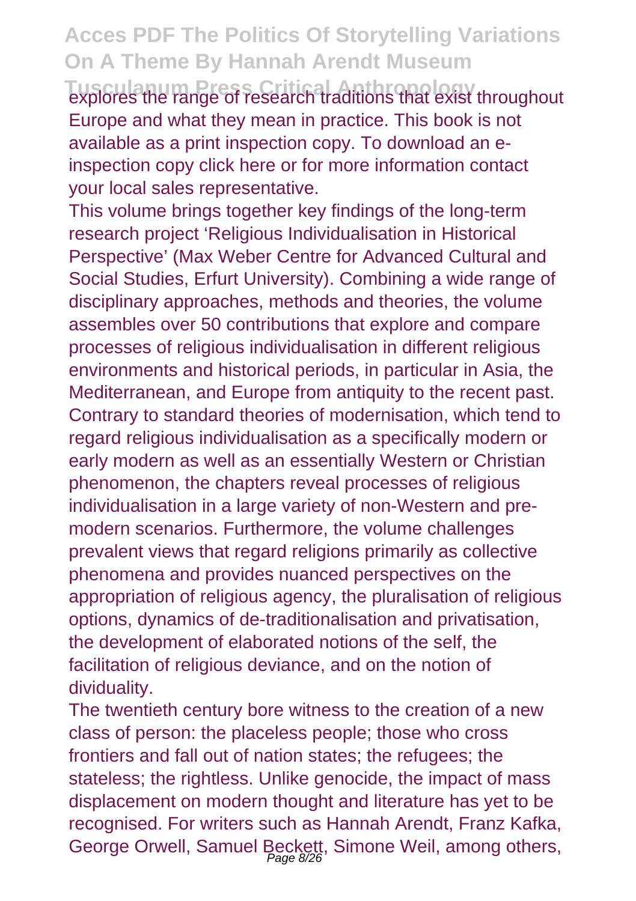explores the range of research traditions that exist throughout Europe and what they mean in practice. This book is not available as a print inspection copy. To download an e-inspection copy click here or for more information contact your local sales representative.

This volume brings together key findings of the long-term research project 'Religious Individualisation in Historical Perspective' (Max Weber Centre for Advanced Cultural and Social Studies, Erfurt University). Combining a wide range of disciplinary approaches, methods and theories, the volume assembles over 50 contributions that explore and compare processes of religious individualisation in different religious environments and historical periods, in particular in Asia, the Mediterranean, and Europe from antiquity to the recent past. Contrary to standard theories of modernisation, which tend to regard religious individualisation as a specifically modern or early modern as well as an essentially Western or Christian phenomenon, the chapters reveal processes of religious individualisation in a large variety of non-Western and pre-modern scenarios. Furthermore, the volume challenges prevalent views that regard religions primarily as collective phenomena and provides nuanced perspectives on the appropriation of religious agency, the pluralisation of religious options, dynamics of de-traditionalisation and privatisation, the development of elaborated notions of the self, the facilitation of religious deviance, and on the notion of dividuality.

The twentieth century bore witness to the creation of a new class of person: the placeless people; those who cross frontiers and fall out of nation states; the refugees; the stateless; the rightless. Unlike genocide, the impact of mass displacement on modern thought and literature has yet to be recognised. For writers such as Hannah Arendt, Franz Kafka, George Orwell, Samuel Beckett, Simone Weil, among others,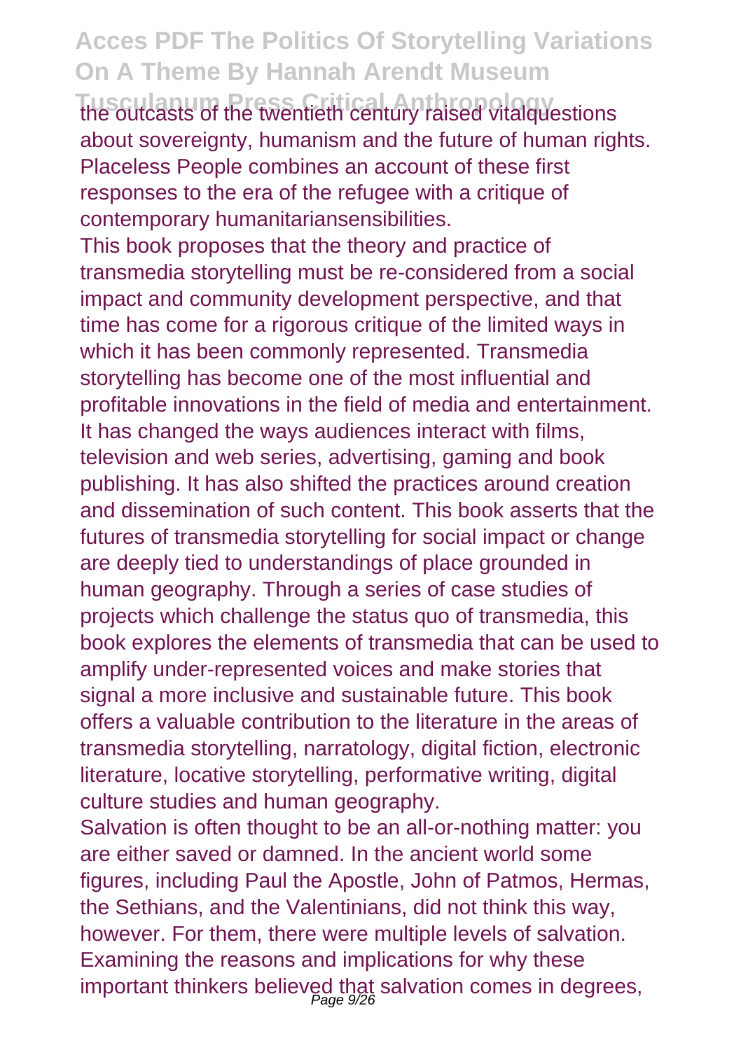the outcasts of the twentieth century raised vitalquestions about sovereignty, humanism and the future of human rights. Placeless People combines an account of these first responses to the era of the refugee with a critique of contemporary humanitariansensibilities.

This book proposes that the theory and practice of transmedia storytelling must be re-considered from a social impact and community development perspective, and that time has come for a rigorous critique of the limited ways in which it has been commonly represented. Transmedia storytelling has become one of the most influential and profitable innovations in the field of media and entertainment. It has changed the ways audiences interact with films, television and web series, advertising, gaming and book publishing. It has also shifted the practices around creation and dissemination of such content. This book asserts that the futures of transmedia storytelling for social impact or change are deeply tied to understandings of place grounded in human geography. Through a series of case studies of projects which challenge the status quo of transmedia, this book explores the elements of transmedia that can be used to amplify under-represented voices and make stories that signal a more inclusive and sustainable future. This book offers a valuable contribution to the literature in the areas of transmedia storytelling, narratology, digital fiction, electronic literature, locative storytelling, performative writing, digital culture studies and human geography.

Salvation is often thought to be an all-or-nothing matter: you are either saved or damned. In the ancient world some figures, including Paul the Apostle, John of Patmos, Hermas, the Sethians, and the Valentinians, did not think this way, however. For them, there were multiple levels of salvation. Examining the reasons and implications for why these important thinkers believed that salvation comes in degrees,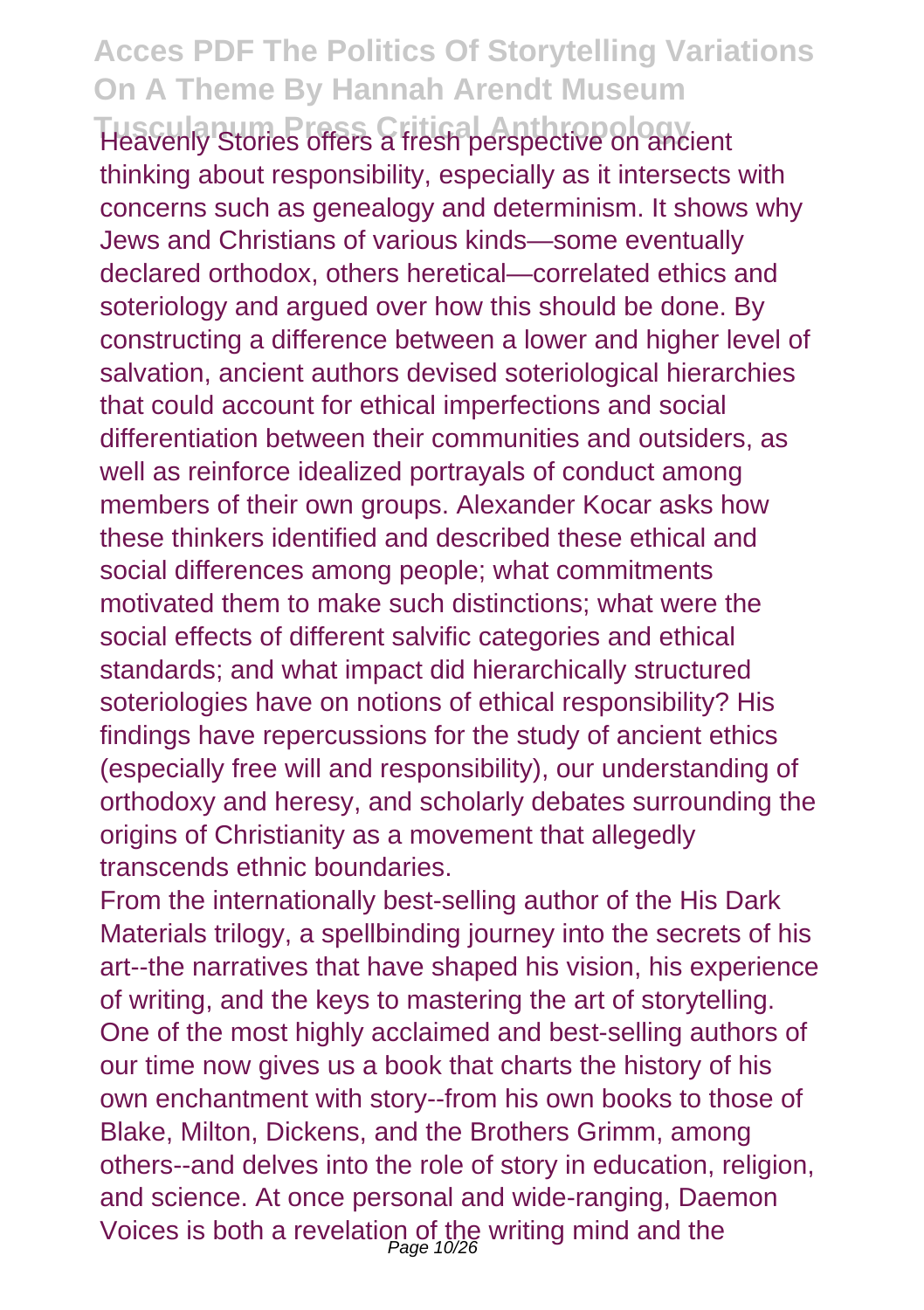Heavenly Stories offers a fresh perspective on ancient thinking about responsibility, especially as it intersects with concerns such as genealogy and determinism. It shows why Jews and Christians of various kinds—some eventually declared orthodox, others heretical—correlated ethics and soteriology and argued over how this should be done. By constructing a difference between a lower and higher level of salvation, ancient authors devised soteriological hierarchies that could account for ethical imperfections and social differentiation between their communities and outsiders, as well as reinforce idealized portrayals of conduct among members of their own groups. Alexander Kocar asks how these thinkers identified and described these ethical and social differences among people; what commitments motivated them to make such distinctions; what were the social effects of different salvific categories and ethical standards; and what impact did hierarchically structured soteriologies have on notions of ethical responsibility? His findings have repercussions for the study of ancient ethics (especially free will and responsibility), our understanding of orthodoxy and heresy, and scholarly debates surrounding the origins of Christianity as a movement that allegedly transcends ethnic boundaries.

From the internationally best-selling author of the His Dark Materials trilogy, a spellbinding journey into the secrets of his art--the narratives that have shaped his vision, his experience of writing, and the keys to mastering the art of storytelling. One of the most highly acclaimed and best-selling authors of our time now gives us a book that charts the history of his own enchantment with story--from his own books to those of Blake, Milton, Dickens, and the Brothers Grimm, among others--and delves into the role of story in education, religion, and science. At once personal and wide-ranging, Daemon Voices is both a revelation of the writing mind and the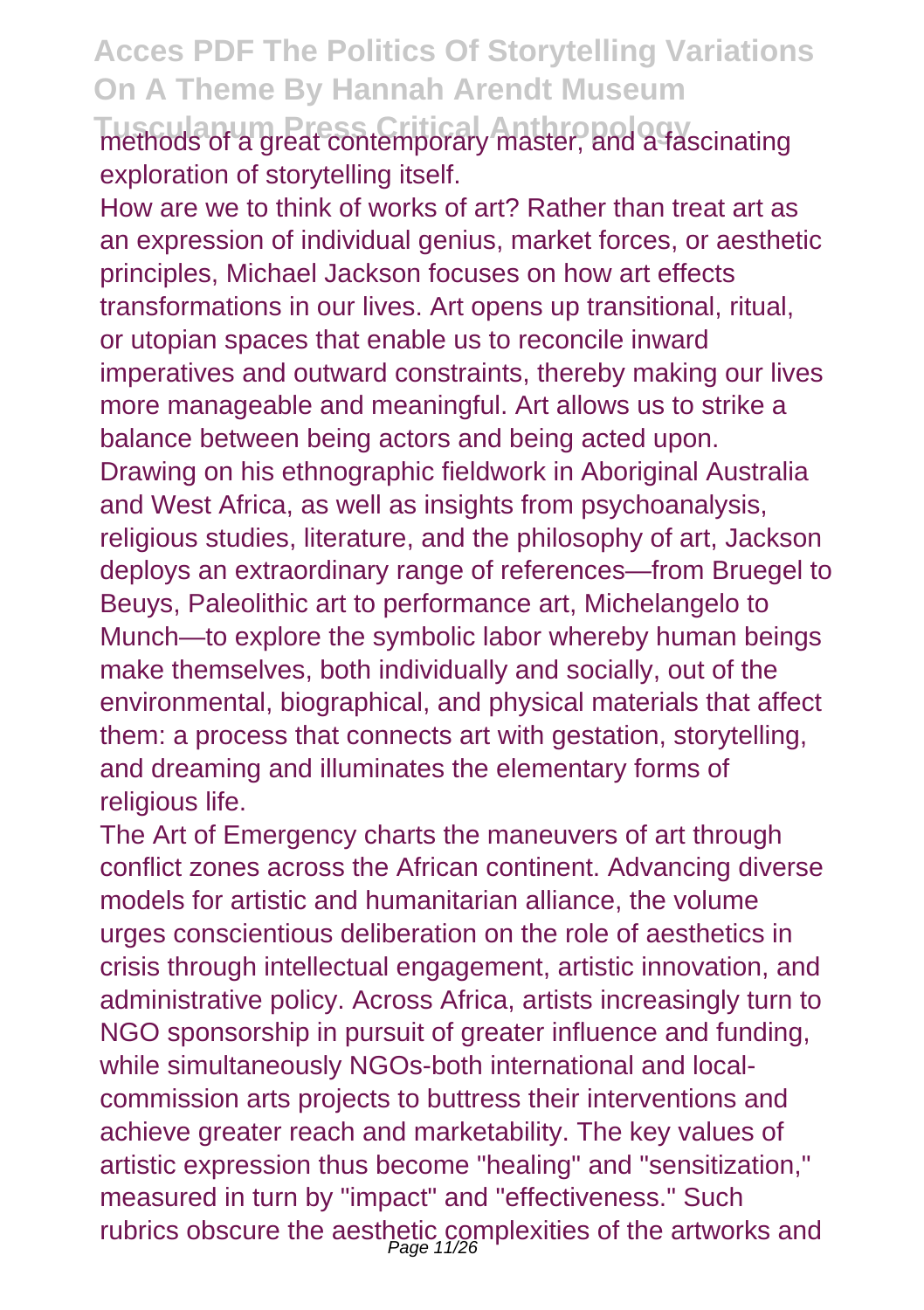methods of a great contemporary master, and a fascinating exploration of storytelling itself.

How are we to think of works of art? Rather than treat art as an expression of individual genius, market forces, or aesthetic principles, Michael Jackson focuses on how art effects transformations in our lives. Art opens up transitional, ritual, or utopian spaces that enable us to reconcile inward imperatives and outward constraints, thereby making our lives more manageable and meaningful. Art allows us to strike a balance between being actors and being acted upon. Drawing on his ethnographic fieldwork in Aboriginal Australia and West Africa, as well as insights from psychoanalysis, religious studies, literature, and the philosophy of art, Jackson deploys an extraordinary range of references—from Bruegel to Beuys, Paleolithic art to performance art, Michelangelo to Munch—to explore the symbolic labor whereby human beings make themselves, both individually and socially, out of the environmental, biographical, and physical materials that affect them: a process that connects art with gestation, storytelling, and dreaming and illuminates the elementary forms of religious life.

The Art of Emergency charts the maneuvers of art through conflict zones across the African continent. Advancing diverse models for artistic and humanitarian alliance, the volume urges conscientious deliberation on the role of aesthetics in crisis through intellectual engagement, artistic innovation, and administrative policy. Across Africa, artists increasingly turn to NGO sponsorship in pursuit of greater influence and funding, while simultaneously NGOs-both international and local-commission arts projects to buttress their interventions and achieve greater reach and marketability. The key values of artistic expression thus become "healing" and "sensitization," measured in turn by "impact" and "effectiveness." Such rubrics obscure the aesthetic complexities of the artworks and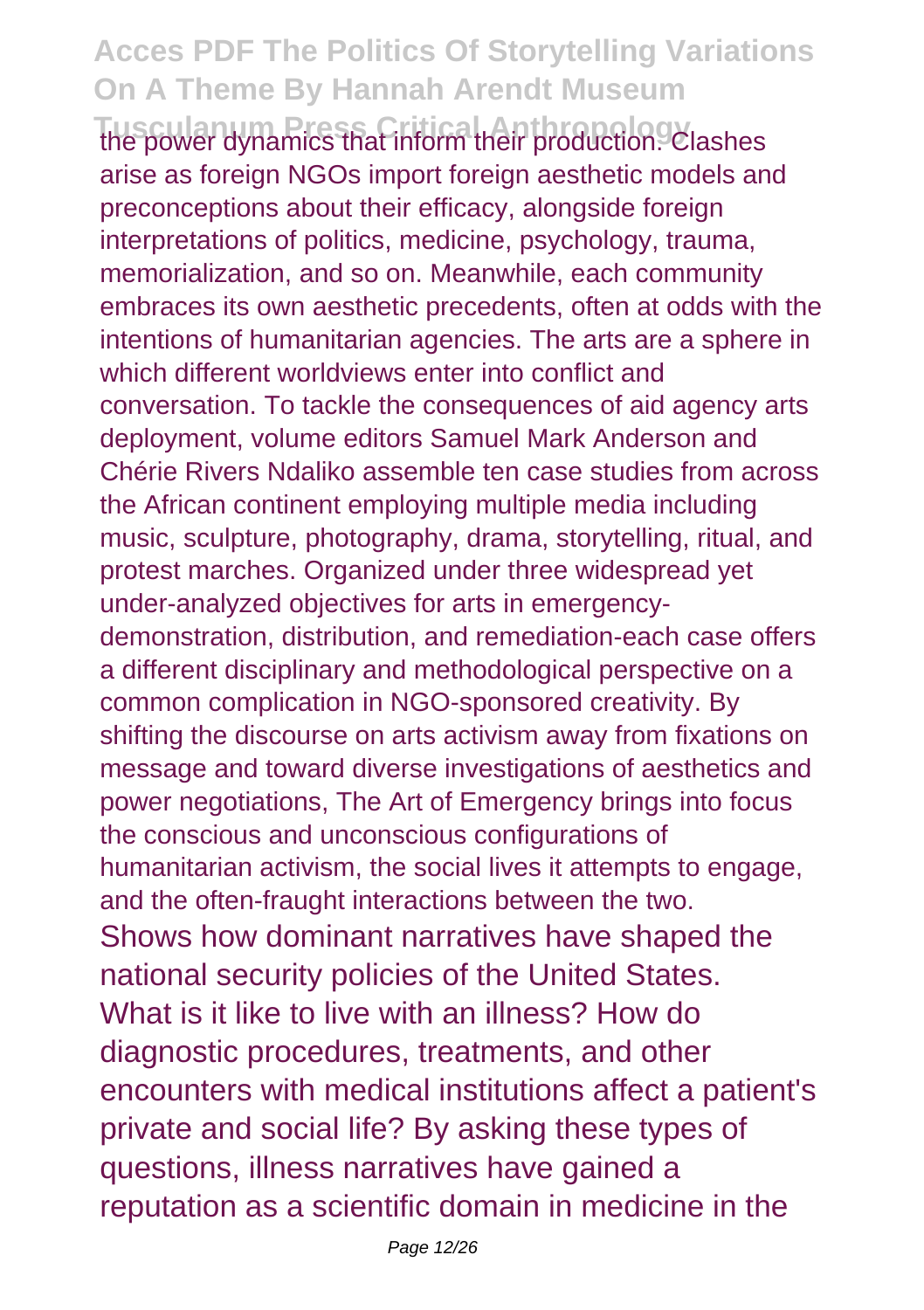the power dynamics that inform their production. Clashes arise as foreign NGOs import foreign aesthetic models and preconceptions about their efficacy, alongside foreign interpretations of politics, medicine, psychology, trauma, memorialization, and so on. Meanwhile, each community embraces its own aesthetic precedents, often at odds with the intentions of humanitarian agencies. The arts are a sphere in which different worldviews enter into conflict and conversation. To tackle the consequences of aid agency arts deployment, volume editors Samuel Mark Anderson and Chérie Rivers Ndaliko assemble ten case studies from across the African continent employing multiple media including music, sculpture, photography, drama, storytelling, ritual, and protest marches. Organized under three widespread yet under-analyzed objectives for arts in emergency-demonstration, distribution, and remediation-each case offers a different disciplinary and methodological perspective on a common complication in NGO-sponsored creativity. By shifting the discourse on arts activism away from fixations on message and toward diverse investigations of aesthetics and power negotiations, The Art of Emergency brings into focus the conscious and unconscious configurations of humanitarian activism, the social lives it attempts to engage, and the often-fraught interactions between the two.

Shows how dominant narratives have shaped the national security policies of the United States.

What is it like to live with an illness? How do diagnostic procedures, treatments, and other encounters with medical institutions affect a patient's private and social life? By asking these types of questions, illness narratives have gained a reputation as a scientific domain in medicine in the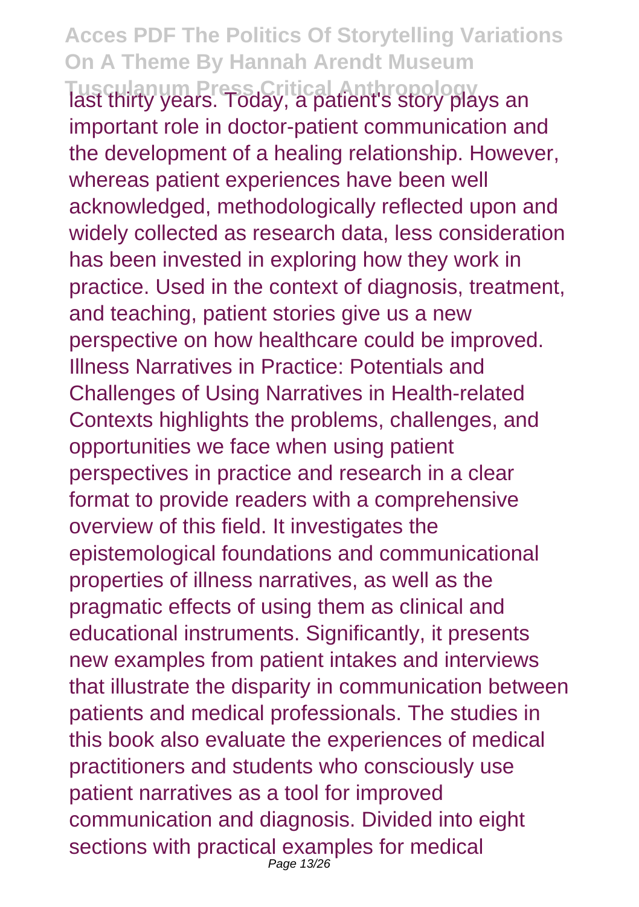last thirty years. Today, a patient's story plays an important role in doctor-patient communication and the development of a healing relationship. However, whereas patient experiences have been well acknowledged, methodologically reflected upon and widely collected as research data, less consideration has been invested in exploring how they work in practice. Used in the context of diagnosis, treatment, and teaching, patient stories give us a new perspective on how healthcare could be improved. Illness Narratives in Practice: Potentials and Challenges of Using Narratives in Health-related Contexts highlights the problems, challenges, and opportunities we face when using patient perspectives in practice and research in a clear format to provide readers with a comprehensive overview of this field. It investigates the epistemological foundations and communicational properties of illness narratives, as well as the pragmatic effects of using them as clinical and educational instruments. Significantly, it presents new examples from patient intakes and interviews that illustrate the disparity in communication between patients and medical professionals. The studies in this book also evaluate the experiences of medical practitioners and students who consciously use patient narratives as a tool for improved communication and diagnosis. Divided into eight sections with practical examples for medical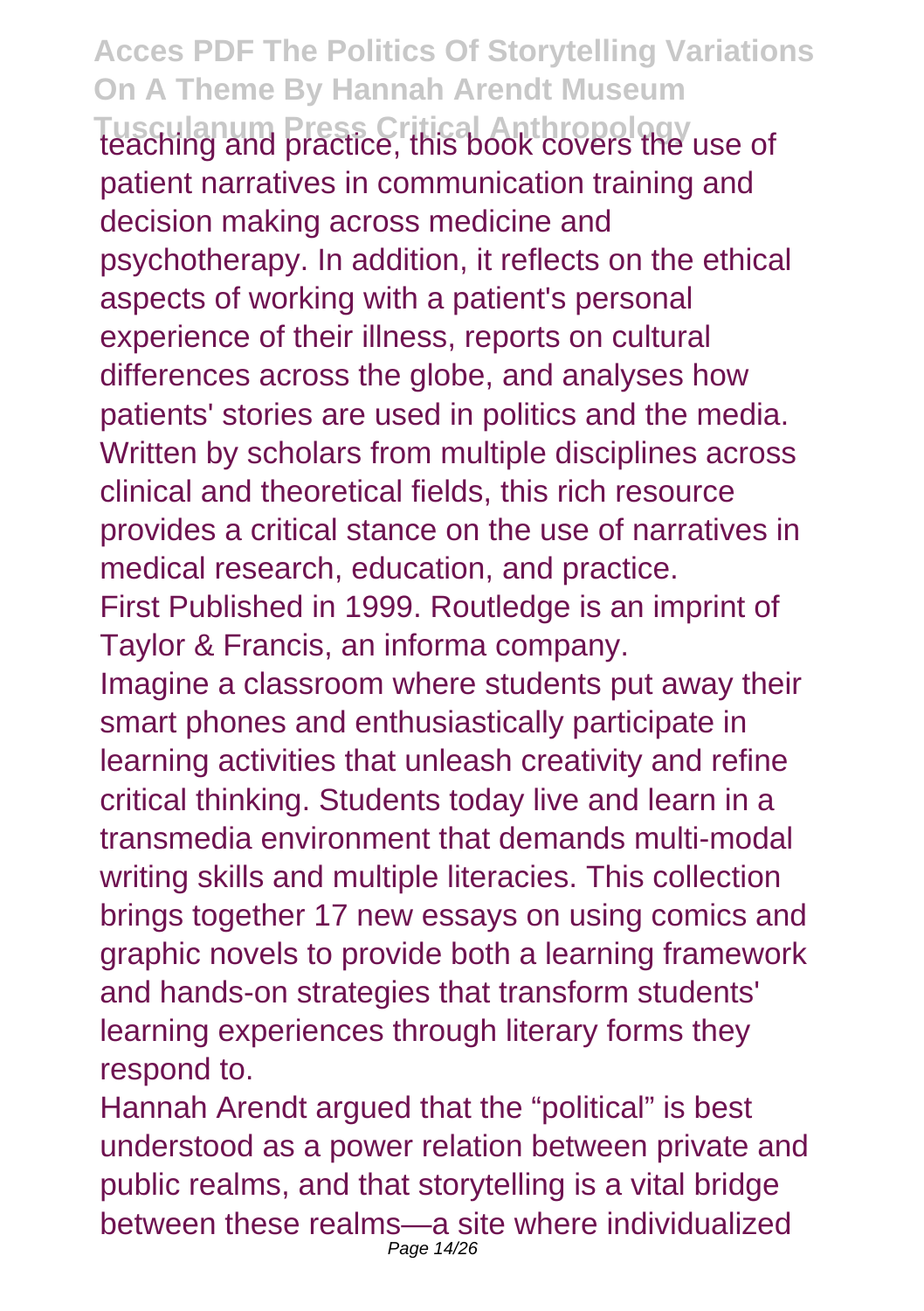teaching and practice, this book covers the use of patient narratives in communication training and decision making across medicine and psychotherapy. In addition, it reflects on the ethical aspects of working with a patient's personal experience of their illness, reports on cultural differences across the globe, and analyses how patients' stories are used in politics and the media. Written by scholars from multiple disciplines across clinical and theoretical fields, this rich resource provides a critical stance on the use of narratives in medical research, education, and practice.

First Published in 1999. Routledge is an imprint of Taylor & Francis, an informa company.

Imagine a classroom where students put away their smart phones and enthusiastically participate in learning activities that unleash creativity and refine critical thinking. Students today live and learn in a transmedia environment that demands multi-modal writing skills and multiple literacies. This collection brings together 17 new essays on using comics and graphic novels to provide both a learning framework and hands-on strategies that transform students' learning experiences through literary forms they respond to.

Hannah Arendt argued that the "political" is best understood as a power relation between private and public realms, and that storytelling is a vital bridge between these realms—a site where individualized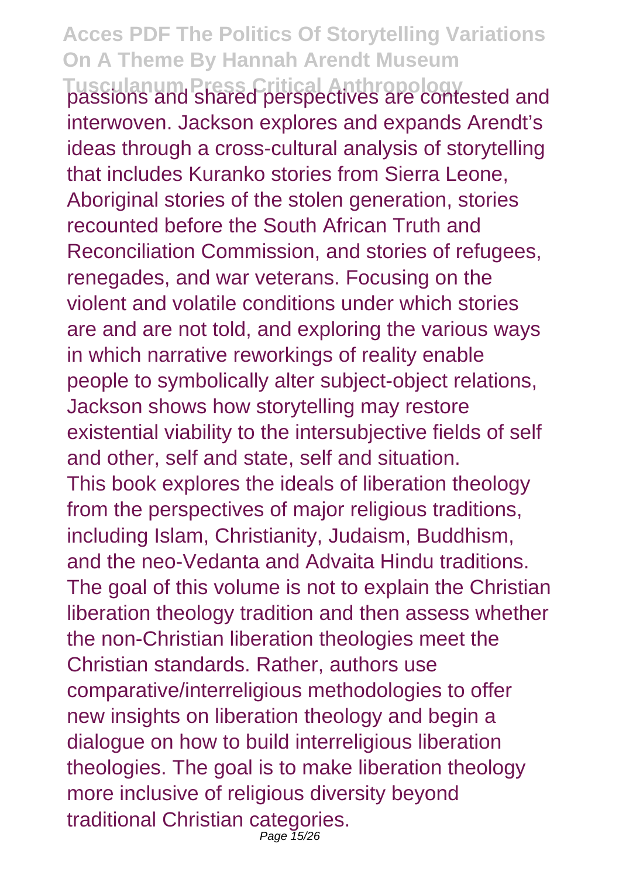passions and shared perspectives are contested and interwoven. Jackson explores and expands Arendt's ideas through a cross-cultural analysis of storytelling that includes Kuranko stories from Sierra Leone, Aboriginal stories of the stolen generation, stories recounted before the South African Truth and Reconciliation Commission, and stories of refugees, renegades, and war veterans. Focusing on the violent and volatile conditions under which stories are and are not told, and exploring the various ways in which narrative reworkings of reality enable people to symbolically alter subject-object relations, Jackson shows how storytelling may restore existential viability to the intersubjective fields of self and other, self and state, self and situation.

This book explores the ideals of liberation theology from the perspectives of major religious traditions, including Islam, Christianity, Judaism, Buddhism, and the neo-Vedanta and Advaita Hindu traditions. The goal of this volume is not to explain the Christian liberation theology tradition and then assess whether the non-Christian liberation theologies meet the Christian standards. Rather, authors use comparative/interreligious methodologies to offer new insights on liberation theology and begin a dialogue on how to build interreligious liberation theologies. The goal is to make liberation theology more inclusive of religious diversity beyond traditional Christian categories.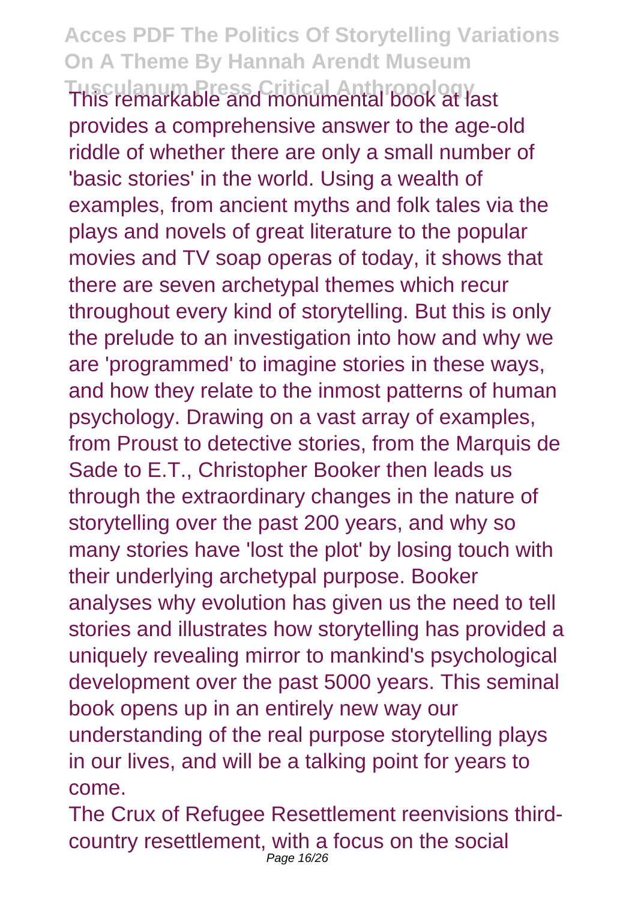This remarkable and monumental book at last provides a comprehensive answer to the age-old riddle of whether there are only a small number of 'basic stories' in the world. Using a wealth of examples, from ancient myths and folk tales via the plays and novels of great literature to the popular movies and TV soap operas of today, it shows that there are seven archetypal themes which recur throughout every kind of storytelling. But this is only the prelude to an investigation into how and why we are 'programmed' to imagine stories in these ways, and how they relate to the inmost patterns of human psychology. Drawing on a vast array of examples, from Proust to detective stories, from the Marquis de Sade to E.T., Christopher Booker then leads us through the extraordinary changes in the nature of storytelling over the past 200 years, and why so many stories have 'lost the plot' by losing touch with their underlying archetypal purpose. Booker analyses why evolution has given us the need to tell stories and illustrates how storytelling has provided a uniquely revealing mirror to mankind's psychological development over the past 5000 years. This seminal book opens up in an entirely new way our understanding of the real purpose storytelling plays in our lives, and will be a talking point for years to come.

The Crux of Refugee Resettlement reenvisions third-country resettlement, with a focus on the social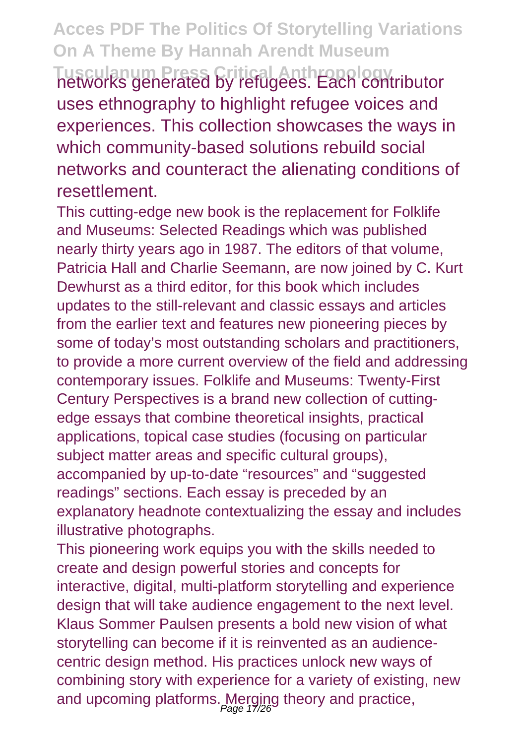networks generated by refugees. Each contributor uses ethnography to highlight refugee voices and experiences. This collection showcases the ways in which community-based solutions rebuild social networks and counteract the alienating conditions of resettlement.

This cutting-edge new book is the replacement for Folklife and Museums: Selected Readings which was published nearly thirty years ago in 1987. The editors of that volume, Patricia Hall and Charlie Seemann, are now joined by C. Kurt Dewhurst as a third editor, for this book which includes updates to the still-relevant and classic essays and articles from the earlier text and features new pioneering pieces by some of today's most outstanding scholars and practitioners, to provide a more current overview of the field and addressing contemporary issues. Folklife and Museums: Twenty-First Century Perspectives is a brand new collection of cutting-edge essays that combine theoretical insights, practical applications, topical case studies (focusing on particular subject matter areas and specific cultural groups), accompanied by up-to-date "resources" and "suggested readings" sections. Each essay is preceded by an explanatory headnote contextualizing the essay and includes illustrative photographs.

This pioneering work equips you with the skills needed to create and design powerful stories and concepts for interactive, digital, multi-platform storytelling and experience design that will take audience engagement to the next level. Klaus Sommer Paulsen presents a bold new vision of what storytelling can become if it is reinvented as an audience-centric design method. His practices unlock new ways of combining story with experience for a variety of existing, new and upcoming platforms. Merging theory and practice,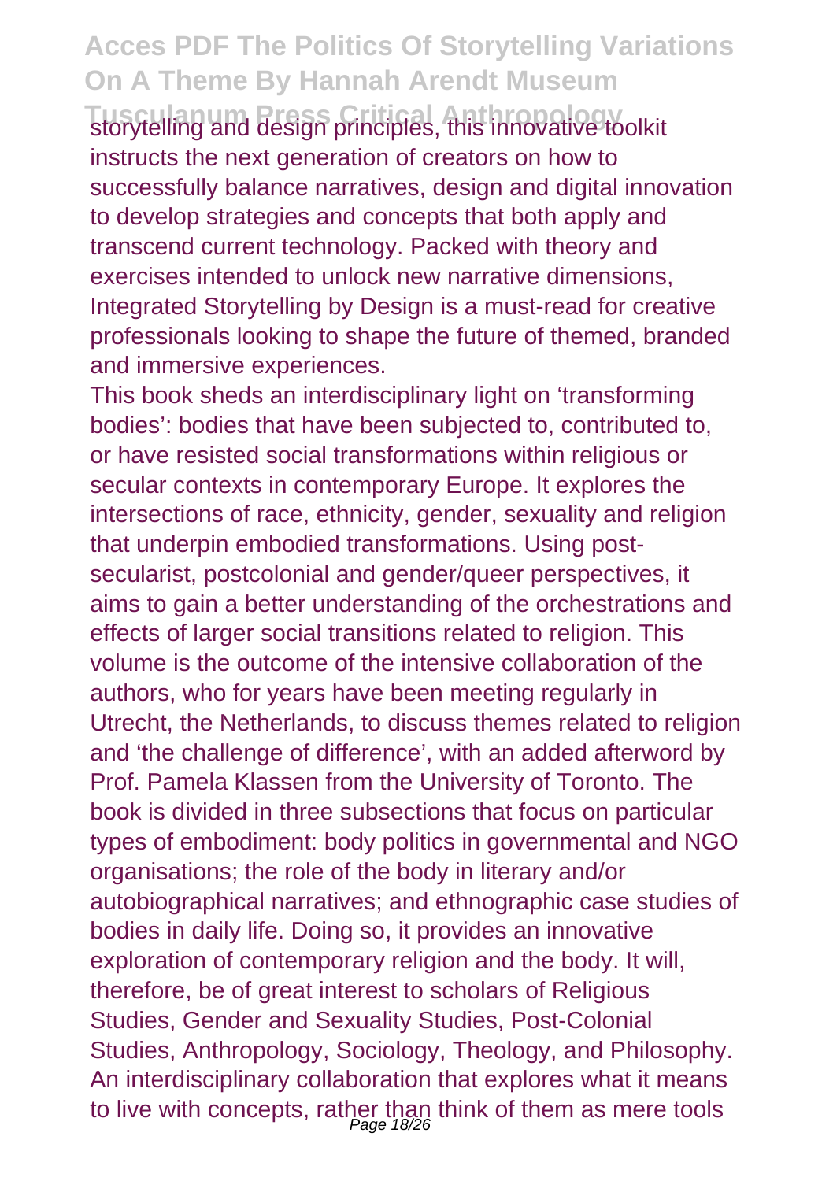storytelling and design principles, this innovative toolkit instructs the next generation of creators on how to successfully balance narratives, design and digital innovation to develop strategies and concepts that both apply and transcend current technology. Packed with theory and exercises intended to unlock new narrative dimensions, Integrated Storytelling by Design is a must-read for creative professionals looking to shape the future of themed, branded and immersive experiences.

This book sheds an interdisciplinary light on 'transforming bodies': bodies that have been subjected to, contributed to, or have resisted social transformations within religious or secular contexts in contemporary Europe. It explores the intersections of race, ethnicity, gender, sexuality and religion that underpin embodied transformations. Using post-secularist, postcolonial and gender/queer perspectives, it aims to gain a better understanding of the orchestrations and effects of larger social transitions related to religion. This volume is the outcome of the intensive collaboration of the authors, who for years have been meeting regularly in Utrecht, the Netherlands, to discuss themes related to religion and 'the challenge of difference', with an added afterword by Prof. Pamela Klassen from the University of Toronto. The book is divided in three subsections that focus on particular types of embodiment: body politics in governmental and NGO organisations; the role of the body in literary and/or autobiographical narratives; and ethnographic case studies of bodies in daily life. Doing so, it provides an innovative exploration of contemporary religion and the body. It will, therefore, be of great interest to scholars of Religious Studies, Gender and Sexuality Studies, Post-Colonial Studies, Anthropology, Sociology, Theology, and Philosophy.

An interdisciplinary collaboration that explores what it means to live with concepts, rather than think of them as mere tools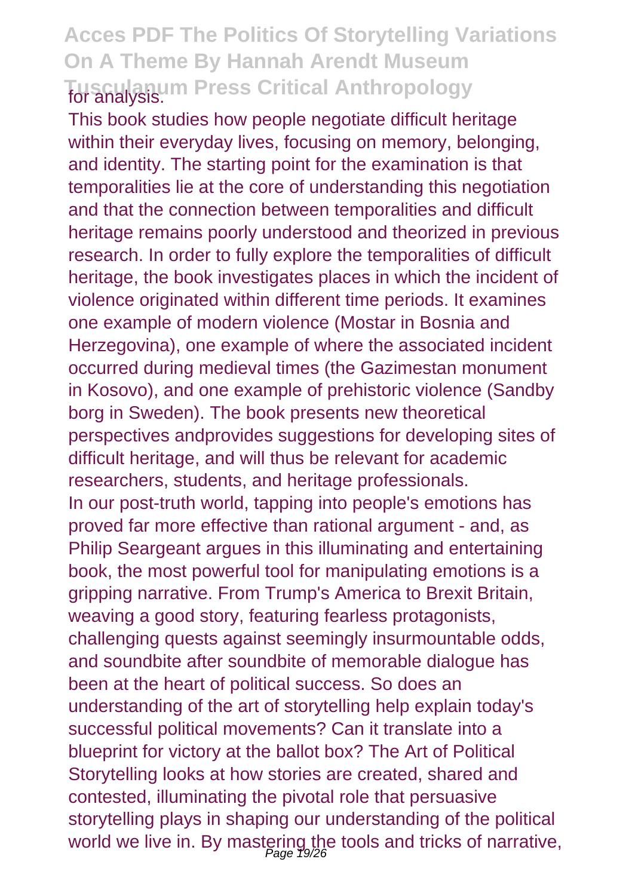for analysis.

This book studies how people negotiate difficult heritage within their everyday lives, focusing on memory, belonging, and identity. The starting point for the examination is that temporalities lie at the core of understanding this negotiation and that the connection between temporalities and difficult heritage remains poorly understood and theorized in previous research. In order to fully explore the temporalities of difficult heritage, the book investigates places in which the incident of violence originated within different time periods. It examines one example of modern violence (Mostar in Bosnia and Herzegovina), one example of where the associated incident occurred during medieval times (the Gazimestan monument in Kosovo), and one example of prehistoric violence (Sandby borg in Sweden). The book presents new theoretical perspectives andprovides suggestions for developing sites of difficult heritage, and will thus be relevant for academic researchers, students, and heritage professionals.

In our post-truth world, tapping into people's emotions has proved far more effective than rational argument - and, as Philip Seargeant argues in this illuminating and entertaining book, the most powerful tool for manipulating emotions is a gripping narrative. From Trump's America to Brexit Britain, weaving a good story, featuring fearless protagonists, challenging quests against seemingly insurmountable odds, and soundbite after soundbite of memorable dialogue has been at the heart of political success. So does an understanding of the art of storytelling help explain today's successful political movements? Can it translate into a blueprint for victory at the ballot box? The Art of Political Storytelling looks at how stories are created, shared and contested, illuminating the pivotal role that persuasive storytelling plays in shaping our understanding of the political world we live in. By mastering the tools and tricks of narrative,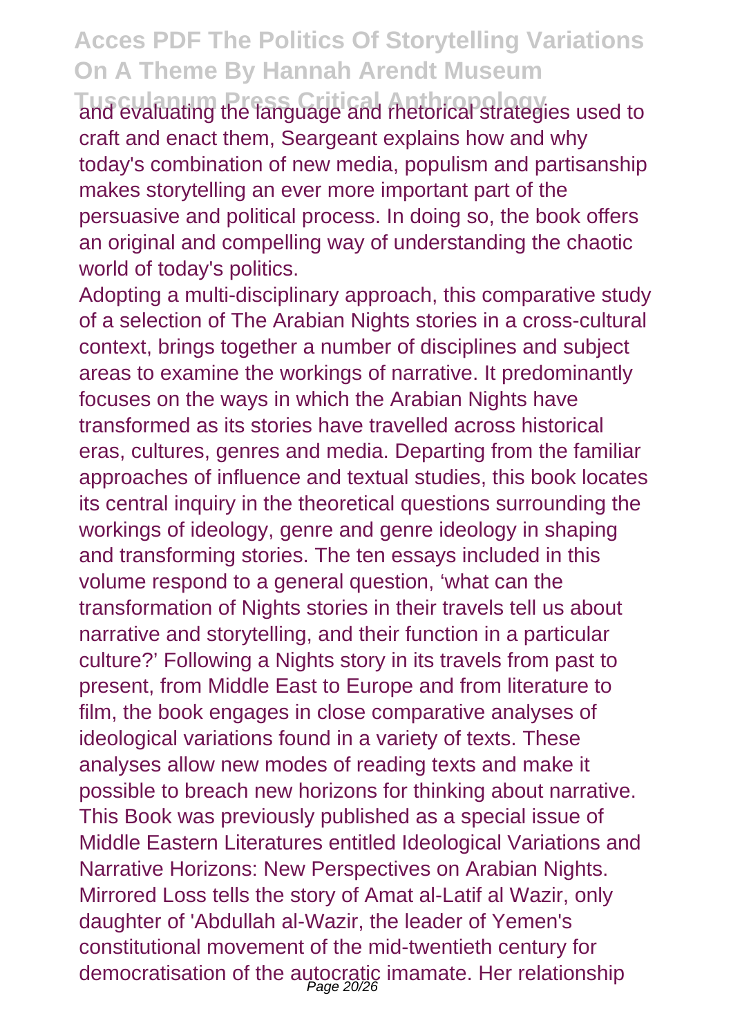and evaluating the language and rhetorical strategies used to craft and enact them, Seargeant explains how and why today's combination of new media, populism and partisanship makes storytelling an ever more important part of the persuasive and political process. In doing so, the book offers an original and compelling way of understanding the chaotic world of today's politics.

Adopting a multi-disciplinary approach, this comparative study of a selection of The Arabian Nights stories in a cross-cultural context, brings together a number of disciplines and subject areas to examine the workings of narrative. It predominantly focuses on the ways in which the Arabian Nights have transformed as its stories have travelled across historical eras, cultures, genres and media. Departing from the familiar approaches of influence and textual studies, this book locates its central inquiry in the theoretical questions surrounding the workings of ideology, genre and genre ideology in shaping and transforming stories. The ten essays included in this volume respond to a general question, 'what can the transformation of Nights stories in their travels tell us about narrative and storytelling, and their function in a particular culture?' Following a Nights story in its travels from past to present, from Middle East to Europe and from literature to film, the book engages in close comparative analyses of ideological variations found in a variety of texts. These analyses allow new modes of reading texts and make it possible to breach new horizons for thinking about narrative. This Book was previously published as a special issue of Middle Eastern Literatures entitled Ideological Variations and Narrative Horizons: New Perspectives on Arabian Nights. Mirrored Loss tells the story of Amat al-Latif al Wazir, only daughter of 'Abdullah al-Wazir, the leader of Yemen's constitutional movement of the mid-twentieth century for democratisation of the autocratic imamate. Her relationship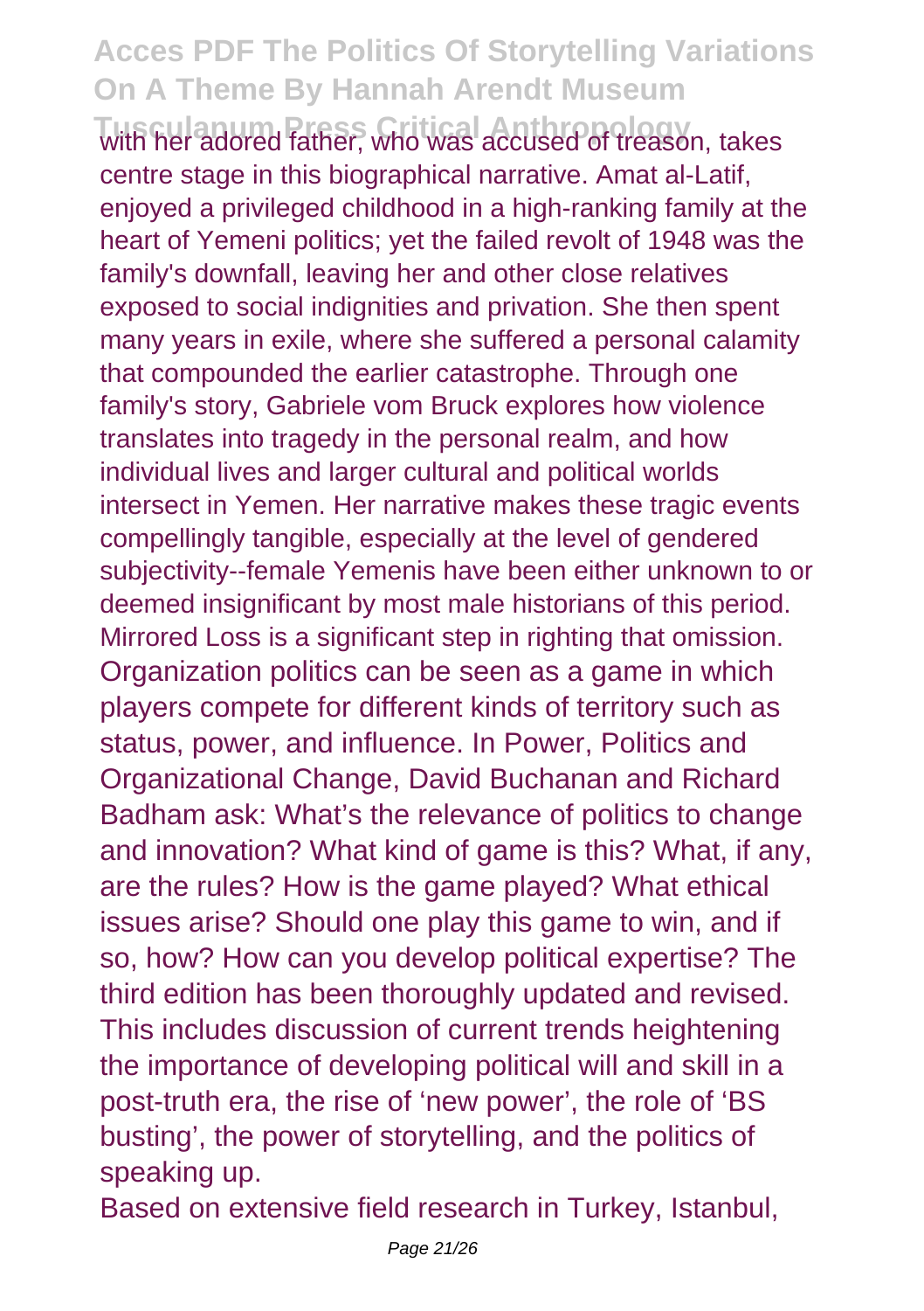with her adored father, who was accused of treason, takes centre stage in this biographical narrative. Amat al-Latif, enjoyed a privileged childhood in a high-ranking family at the heart of Yemeni politics; yet the failed revolt of 1948 was the family's downfall, leaving her and other close relatives exposed to social indignities and privation. She then spent many years in exile, where she suffered a personal calamity that compounded the earlier catastrophe. Through one family's story, Gabriele vom Bruck explores how violence translates into tragedy in the personal realm, and how individual lives and larger cultural and political worlds intersect in Yemen. Her narrative makes these tragic events compellingly tangible, especially at the level of gendered subjectivity--female Yemenis have been either unknown to or deemed insignificant by most male historians of this period. Mirrored Loss is a significant step in righting that omission.
Organization politics can be seen as a game in which players compete for different kinds of territory such as status, power, and influence. In Power, Politics and Organizational Change, David Buchanan and Richard Badham ask: What's the relevance of politics to change and innovation? What kind of game is this? What, if any, are the rules? How is the game played? What ethical issues arise? Should one play this game to win, and if so, how? How can you develop political expertise? The third edition has been thoroughly updated and revised. This includes discussion of current trends heightening the importance of developing political will and skill in a post-truth era, the rise of 'new power', the role of 'BS busting', the power of storytelling, and the politics of speaking up.

Based on extensive field research in Turkey, Istanbul,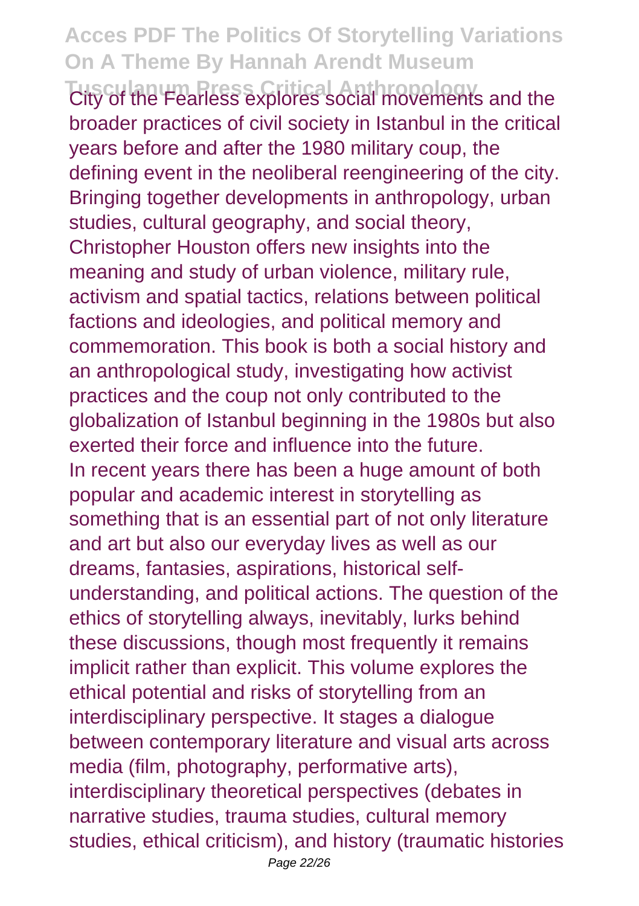City of the Fearless explores social movements and the broader practices of civil society in Istanbul in the critical years before and after the 1980 military coup, the defining event in the neoliberal reengineering of the city. Bringing together developments in anthropology, urban studies, cultural geography, and social theory, Christopher Houston offers new insights into the meaning and study of urban violence, military rule, activism and spatial tactics, relations between political factions and ideologies, and political memory and commemoration. This book is both a social history and an anthropological study, investigating how activist practices and the coup not only contributed to the globalization of Istanbul beginning in the 1980s but also exerted their force and influence into the future.

In recent years there has been a huge amount of both popular and academic interest in storytelling as something that is an essential part of not only literature and art but also our everyday lives as well as our dreams, fantasies, aspirations, historical self-understanding, and political actions. The question of the ethics of storytelling always, inevitably, lurks behind these discussions, though most frequently it remains implicit rather than explicit. This volume explores the ethical potential and risks of storytelling from an interdisciplinary perspective. It stages a dialogue between contemporary literature and visual arts across media (film, photography, performative arts), interdisciplinary theoretical perspectives (debates in narrative studies, trauma studies, cultural memory studies, ethical criticism), and history (traumatic histories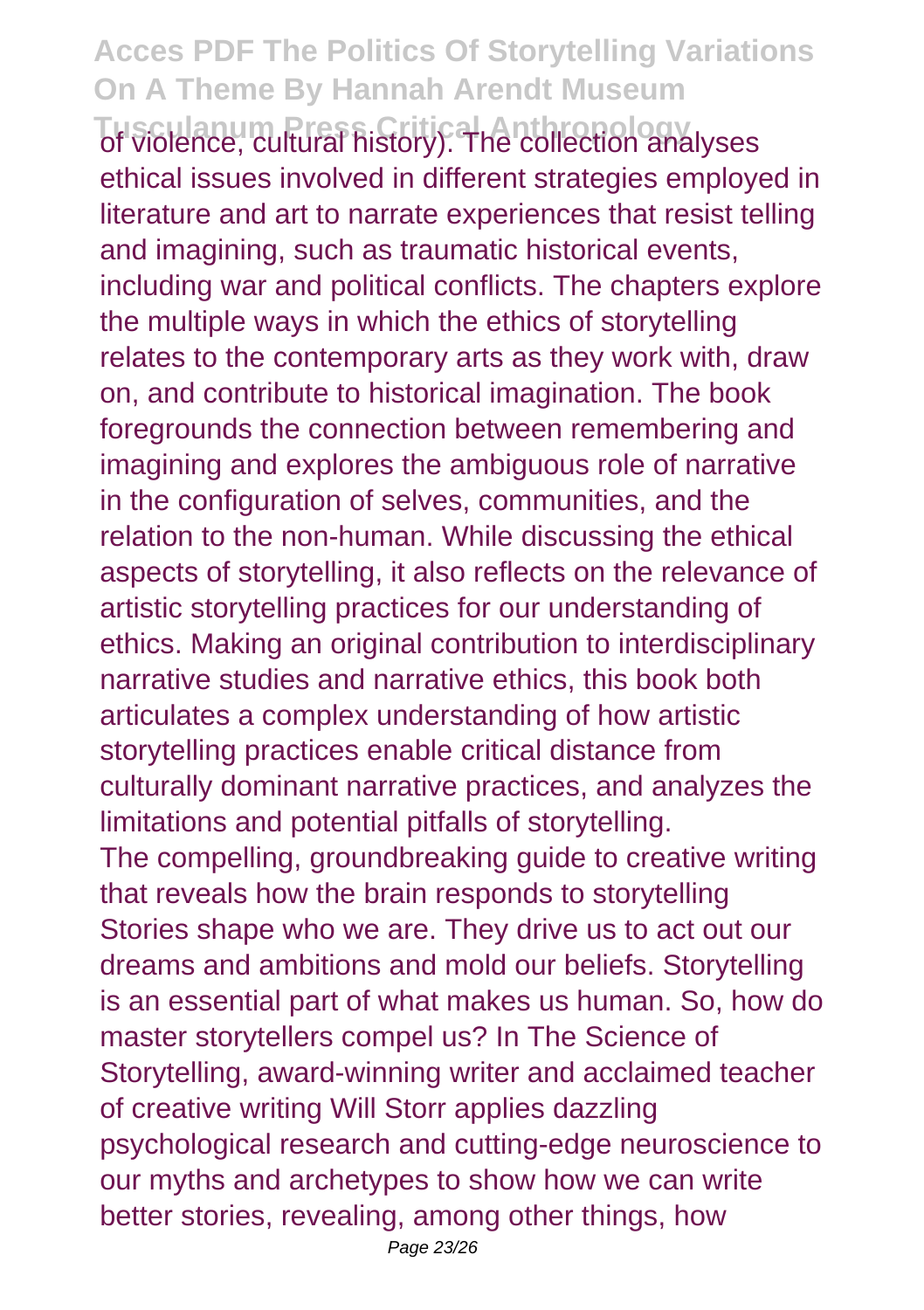of violence, cultural history). The collection analyses ethical issues involved in different strategies employed in literature and art to narrate experiences that resist telling and imagining, such as traumatic historical events, including war and political conflicts. The chapters explore the multiple ways in which the ethics of storytelling relates to the contemporary arts as they work with, draw on, and contribute to historical imagination. The book foregrounds the connection between remembering and imagining and explores the ambiguous role of narrative in the configuration of selves, communities, and the relation to the non-human. While discussing the ethical aspects of storytelling, it also reflects on the relevance of artistic storytelling practices for our understanding of ethics. Making an original contribution to interdisciplinary narrative studies and narrative ethics, this book both articulates a complex understanding of how artistic storytelling practices enable critical distance from culturally dominant narrative practices, and analyzes the limitations and potential pitfalls of storytelling.

The compelling, groundbreaking guide to creative writing that reveals how the brain responds to storytelling Stories shape who we are. They drive us to act out our dreams and ambitions and mold our beliefs. Storytelling is an essential part of what makes us human. So, how do master storytellers compel us? In The Science of Storytelling, award-winning writer and acclaimed teacher of creative writing Will Storr applies dazzling psychological research and cutting-edge neuroscience to our myths and archetypes to show how we can write better stories, revealing, among other things, how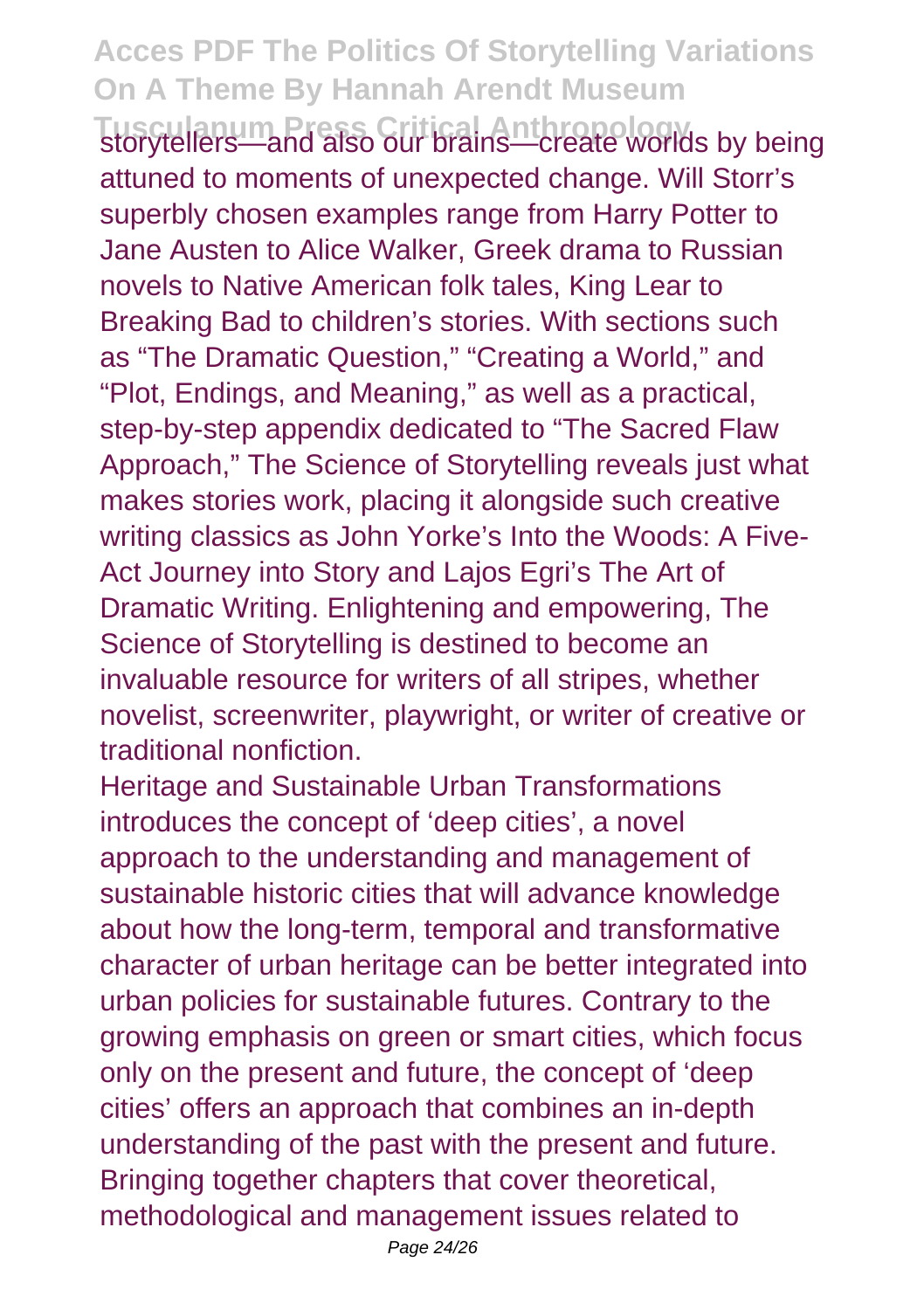storytellers—and also our brains—create worlds by being attuned to moments of unexpected change. Will Storr's superbly chosen examples range from Harry Potter to Jane Austen to Alice Walker, Greek drama to Russian novels to Native American folk tales, King Lear to Breaking Bad to children's stories. With sections such as "The Dramatic Question," "Creating a World," and "Plot, Endings, and Meaning," as well as a practical, step-by-step appendix dedicated to "The Sacred Flaw Approach," The Science of Storytelling reveals just what makes stories work, placing it alongside such creative writing classics as John Yorke's Into the Woods: A Five-Act Journey into Story and Lajos Egri's The Art of Dramatic Writing. Enlightening and empowering, The Science of Storytelling is destined to become an invaluable resource for writers of all stripes, whether novelist, screenwriter, playwright, or writer of creative or traditional nonfiction.

Heritage and Sustainable Urban Transformations introduces the concept of 'deep cities', a novel approach to the understanding and management of sustainable historic cities that will advance knowledge about how the long-term, temporal and transformative character of urban heritage can be better integrated into urban policies for sustainable futures. Contrary to the growing emphasis on green or smart cities, which focus only on the present and future, the concept of 'deep cities' offers an approach that combines an in-depth understanding of the past with the present and future. Bringing together chapters that cover theoretical, methodological and management issues related to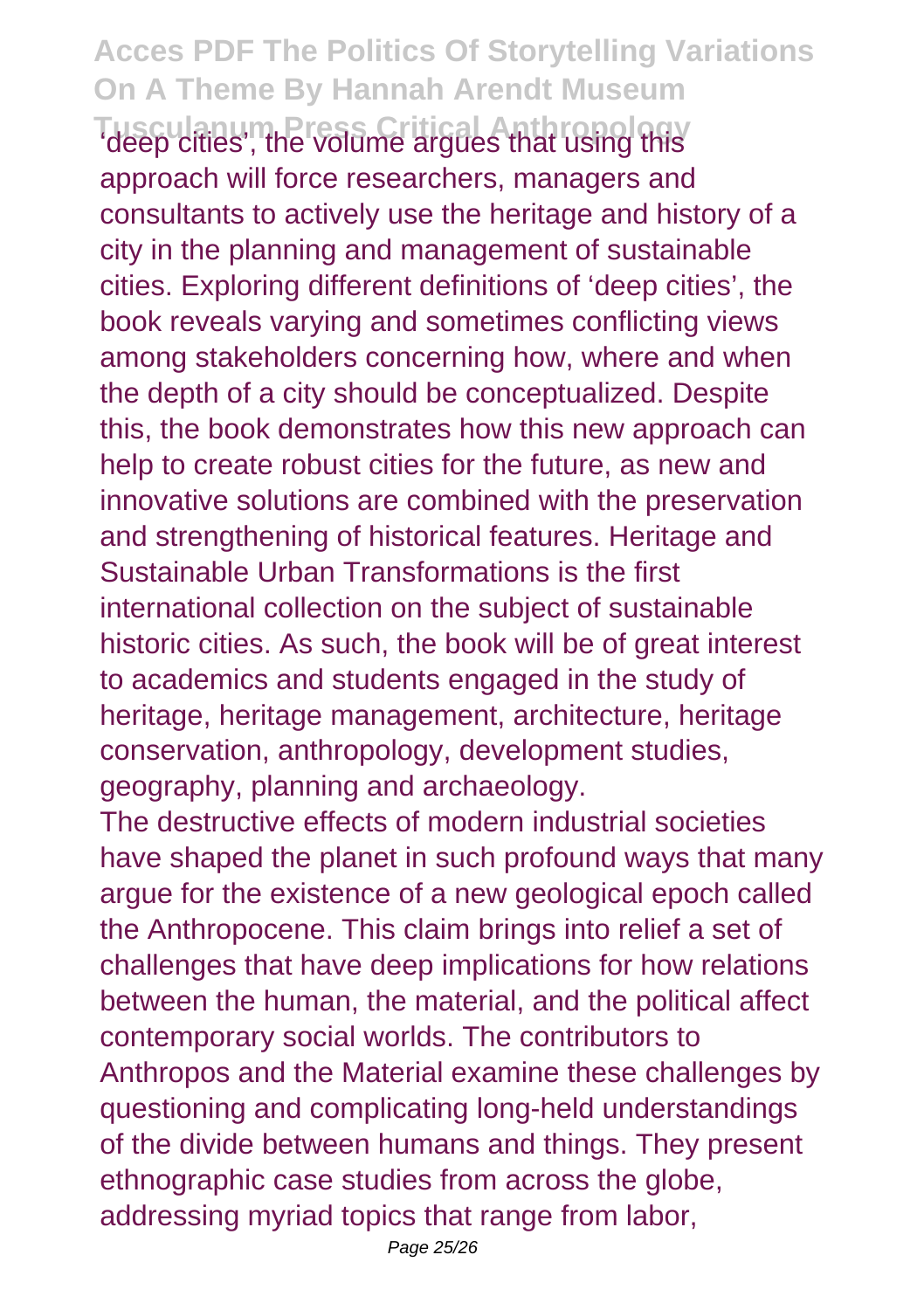'deep cities', the volume argues that using this approach will force researchers, managers and consultants to actively use the heritage and history of a city in the planning and management of sustainable cities. Exploring different definitions of 'deep cities', the book reveals varying and sometimes conflicting views among stakeholders concerning how, where and when the depth of a city should be conceptualized. Despite this, the book demonstrates how this new approach can help to create robust cities for the future, as new and innovative solutions are combined with the preservation and strengthening of historical features. Heritage and Sustainable Urban Transformations is the first international collection on the subject of sustainable historic cities. As such, the book will be of great interest to academics and students engaged in the study of heritage, heritage management, architecture, heritage conservation, anthropology, development studies, geography, planning and archaeology.

The destructive effects of modern industrial societies have shaped the planet in such profound ways that many argue for the existence of a new geological epoch called the Anthropocene. This claim brings into relief a set of challenges that have deep implications for how relations between the human, the material, and the political affect contemporary social worlds. The contributors to Anthropos and the Material examine these challenges by questioning and complicating long-held understandings of the divide between humans and things. They present ethnographic case studies from across the globe, addressing myriad topics that range from labor,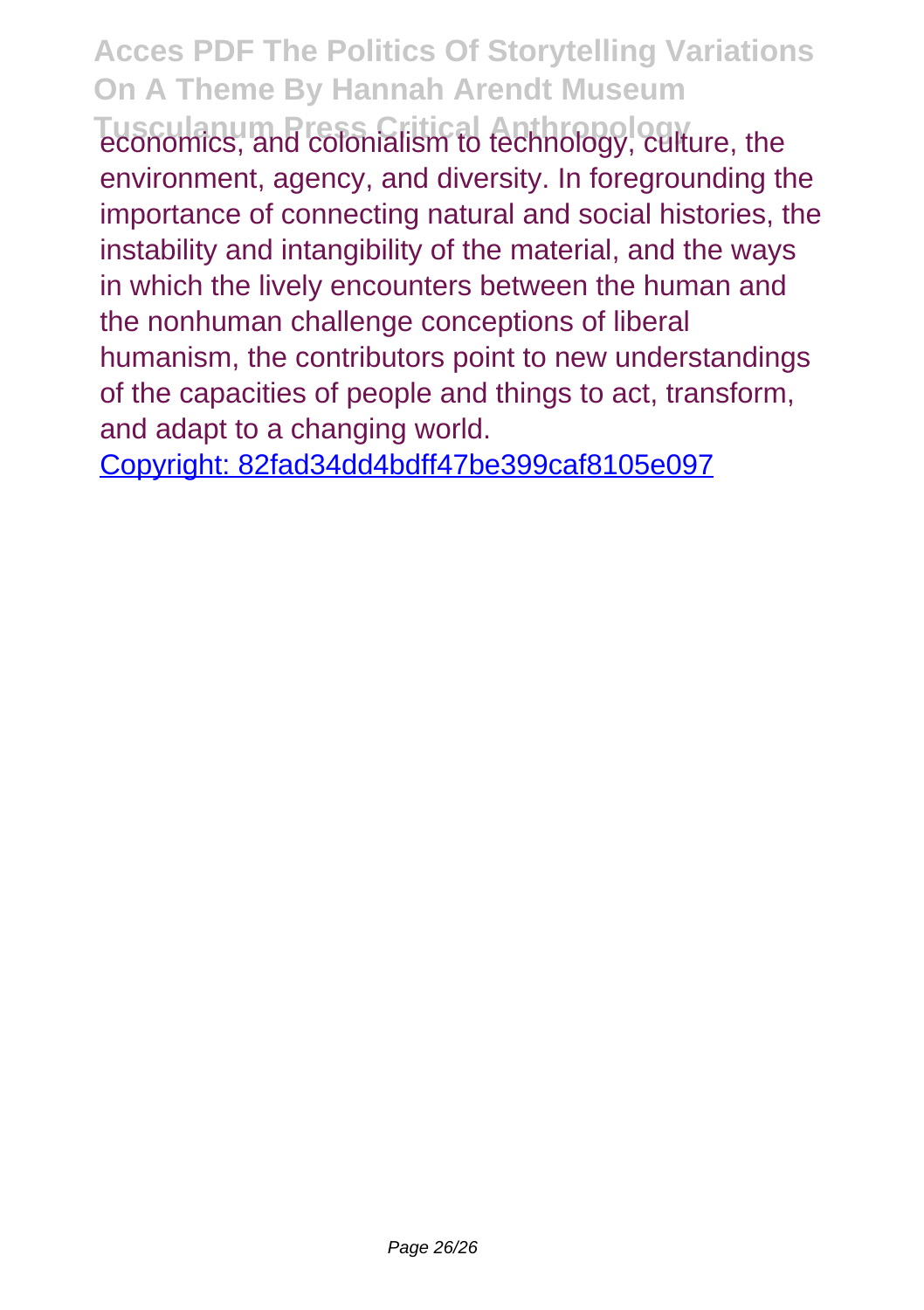economics, and colonialism to technology, culture, the environment, agency, and diversity. In foregrounding the importance of connecting natural and social histories, the instability and intangibility of the material, and the ways in which the lively encounters between the human and the nonhuman challenge conceptions of liberal humanism, the contributors point to new understandings of the capacities of people and things to act, transform, and adapt to a changing world.

Copyright: 82fad34dd4bdff47be399caf8105e097